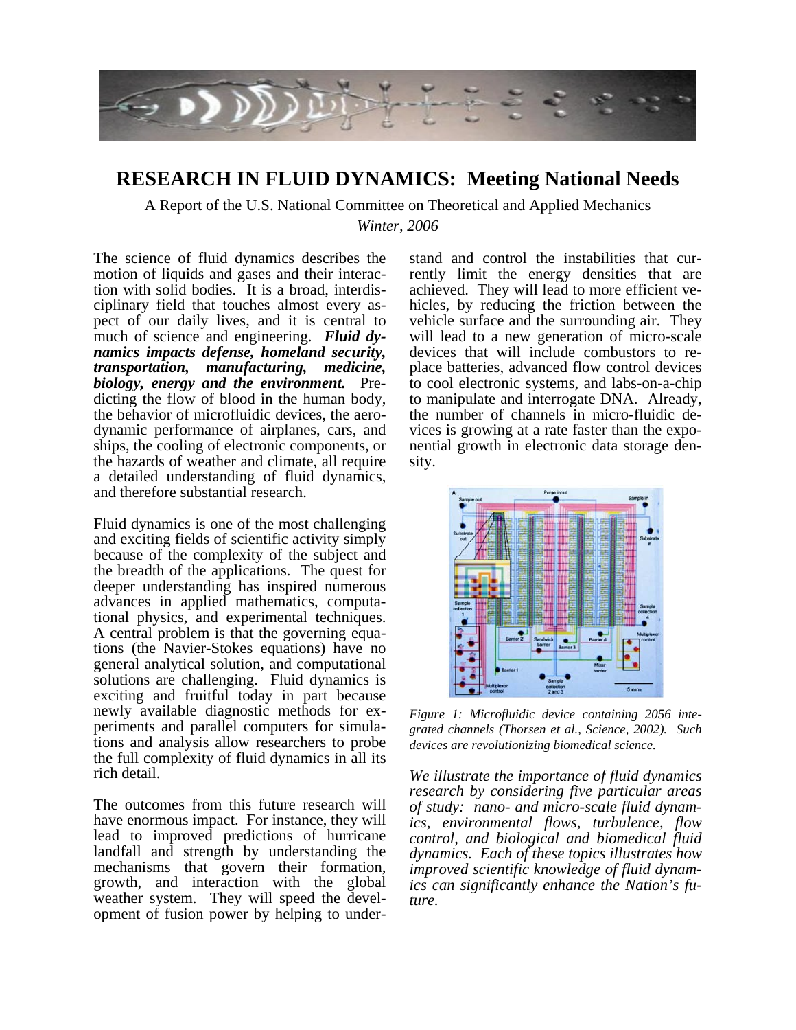# RESEARCH IN FLUID DYNAMICS: Meeting National Needs

A Report of the U.S. National Committee on Theoretical and Applied Mechanics

*Winter, 2006*

The science of fluid dynamics describes the motion of liquids and gases and their interaction with solid bodies. It is a broad, interdisciplinary field that touches almost every aspect of our daily lives, and it is central to much of science and engineering. ***Fluid dynamics impacts defense, homeland security, transportation, manufacturing, medicine, biology, energy and the environment.*** Predicting the flow of blood in the human body, the behavior of microfluidic devices, the aerodynamic performance of airplanes, cars, and ships, the cooling of electronic components, or the hazards of weather and climate, all require a detailed understanding of fluid dynamics, and therefore substantial research.

Fluid dynamics is one of the most challenging and exciting fields of scientific activity simply because of the complexity of the subject and the breadth of the applications. The quest for deeper understanding has inspired numerous advances in applied mathematics, computational physics, and experimental techniques. A central problem is that the governing equations (the Navier-Stokes equations) have no general analytical solution, and computational solutions are challenging. Fluid dynamics is exciting and fruitful today in part because newly available diagnostic methods for experiments and parallel computers for simulations and analysis allow researchers to probe the full complexity of fluid dynamics in all its rich detail.

The outcomes from this future research will have enormous impact. For instance, they will lead to improved predictions of hurricane landfall and strength by understanding the mechanisms that govern their formation, growth, and interaction with the global weather system. They will speed the development of fusion power by helping to understand and control the instabilities that currently limit the energy densities that are achieved. They will lead to more efficient vehicles, by reducing the friction between the vehicle surface and the surrounding air. They will lead to a new generation of micro-scale devices that will include combustors to replace batteries, advanced flow control devices to cool electronic systems, and labs-on-a-chip to manipulate and interrogate DNA. Already, the number of channels in micro-fluidic devices is growing at a rate faster than the exponential growth in electronic data storage density.

*Figure 1: Microfluidic device containing 2056 integrated channels (Thorsen et al., Science, 2002). Such devices are revolutionizing biomedical science.*

*We illustrate the importance of fluid dynamics research by considering five particular areas of study: nano- and micro-scale fluid dynamics, environmental flows, turbulence, flow control, and biological and biomedical fluid dynamics. Each of these topics illustrates how improved scientific knowledge of fluid dynamics can significantly enhance the Nation's future.*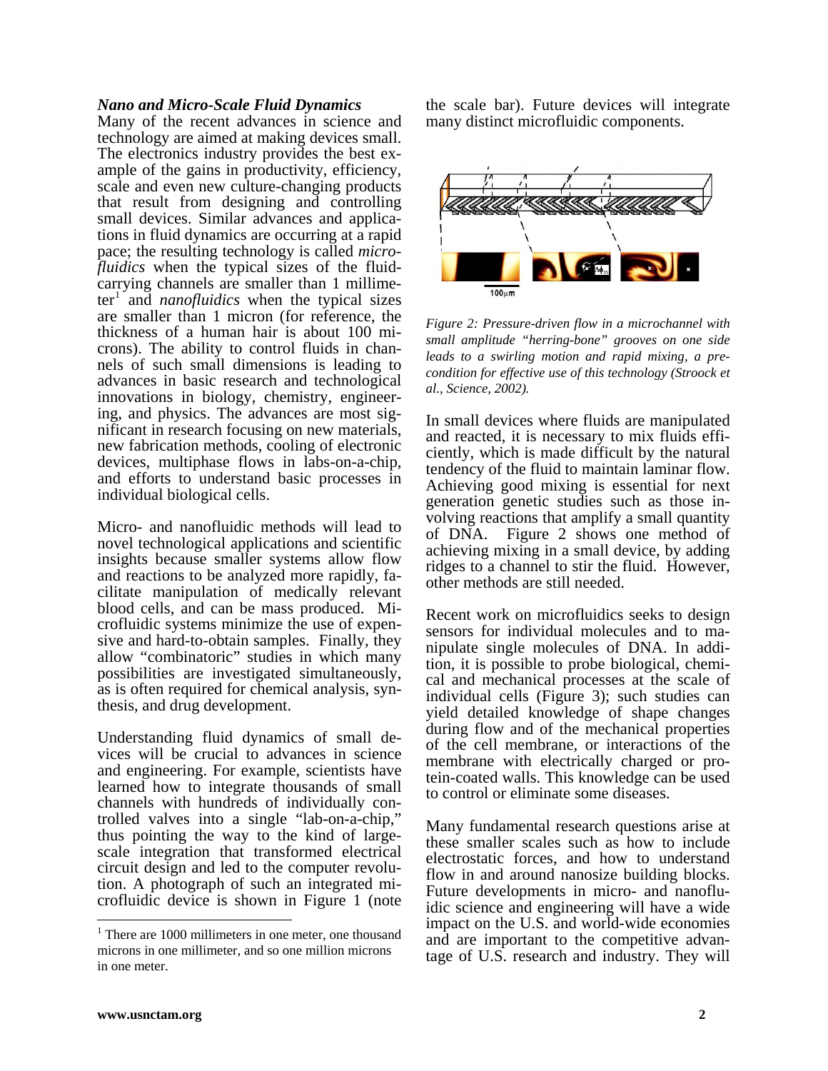### *Nano and Micro-Scale Fluid Dynamics*

Many of the recent advances in science and technology are aimed at making devices small. The electronics industry provides the best example of the gains in productivity, efficiency, scale and even new culture-changing products that result from designing and controlling small devices. Similar advances and applications in fluid dynamics are occurring at a rapid pace; the resulting technology is called *microfluidics* when the typical sizes of the fluid-carrying channels are smaller than 1 millimeter[1] and *nanofluidics* when the typical sizes are smaller than 1 micron (for reference, the thickness of a human hair is about 100 microns). The ability to control fluids in channels of such small dimensions is leading to advances in basic research and technological innovations in biology, chemistry, engineering, and physics. The advances are most significant in research focusing on new materials, new fabrication methods, cooling of electronic devices, multiphase flows in labs-on-a-chip, and efforts to understand basic processes in individual biological cells.

Micro- and nanofluidic methods will lead to novel technological applications and scientific insights because smaller systems allow flow and reactions to be analyzed more rapidly, facilitate manipulation of medically relevant blood cells, and can be mass produced. Microfluidic systems minimize the use of expensive and hard-to-obtain samples. Finally, they allow "combinatoric" studies in which many possibilities are investigated simultaneously, as is often required for chemical analysis, synthesis, and drug development.

Understanding fluid dynamics of small devices will be crucial to advances in science and engineering. For example, scientists have learned how to integrate thousands of small channels with hundreds of individually controlled valves into a single "lab-on-a-chip," thus pointing the way to the kind of large-scale integration that transformed electrical circuit design and led to the computer revolution. A photograph of such an integrated microfluidic device is shown in Figure 1 (note the scale bar). Future devices will integrate many distinct microfluidic components.

*Figure 2: Pressure-driven flow in a microchannel with small amplitude "herring-bone" grooves on one side leads to a swirling motion and rapid mixing, a precondition for effective use of this technology (Stroock et al., Science, 2002).*

In small devices where fluids are manipulated and reacted, it is necessary to mix fluids efficiently, which is made difficult by the natural tendency of the fluid to maintain laminar flow. Achieving good mixing is essential for next generation genetic studies such as those involving reactions that amplify a small quantity of DNA. Figure 2 shows one method of achieving mixing in a small device, by adding ridges to a channel to stir the fluid. However, other methods are still needed.

Recent work on microfluidics seeks to design sensors for individual molecules and to manipulate single molecules of DNA. In addition, it is possible to probe biological, chemical and mechanical processes at the scale of individual cells (Figure 3); such studies can yield detailed knowledge of shape changes during flow and of the mechanical properties of the cell membrane, or interactions of the membrane with electrically charged or protein-coated walls. This knowledge can be used to control or eliminate some diseases.

Many fundamental research questions arise at these smaller scales such as how to include electrostatic forces, and how to understand flow in and around nanosize building blocks. Future developments in micro- and nanofluidic science and engineering will have a wide impact on the U.S. and world-wide economies and are important to the competitive advantage of U.S. research and industry. They will

[1] There are 1000 millimeters in one meter, one thousand microns in one millimeter, and so one million microns in one meter.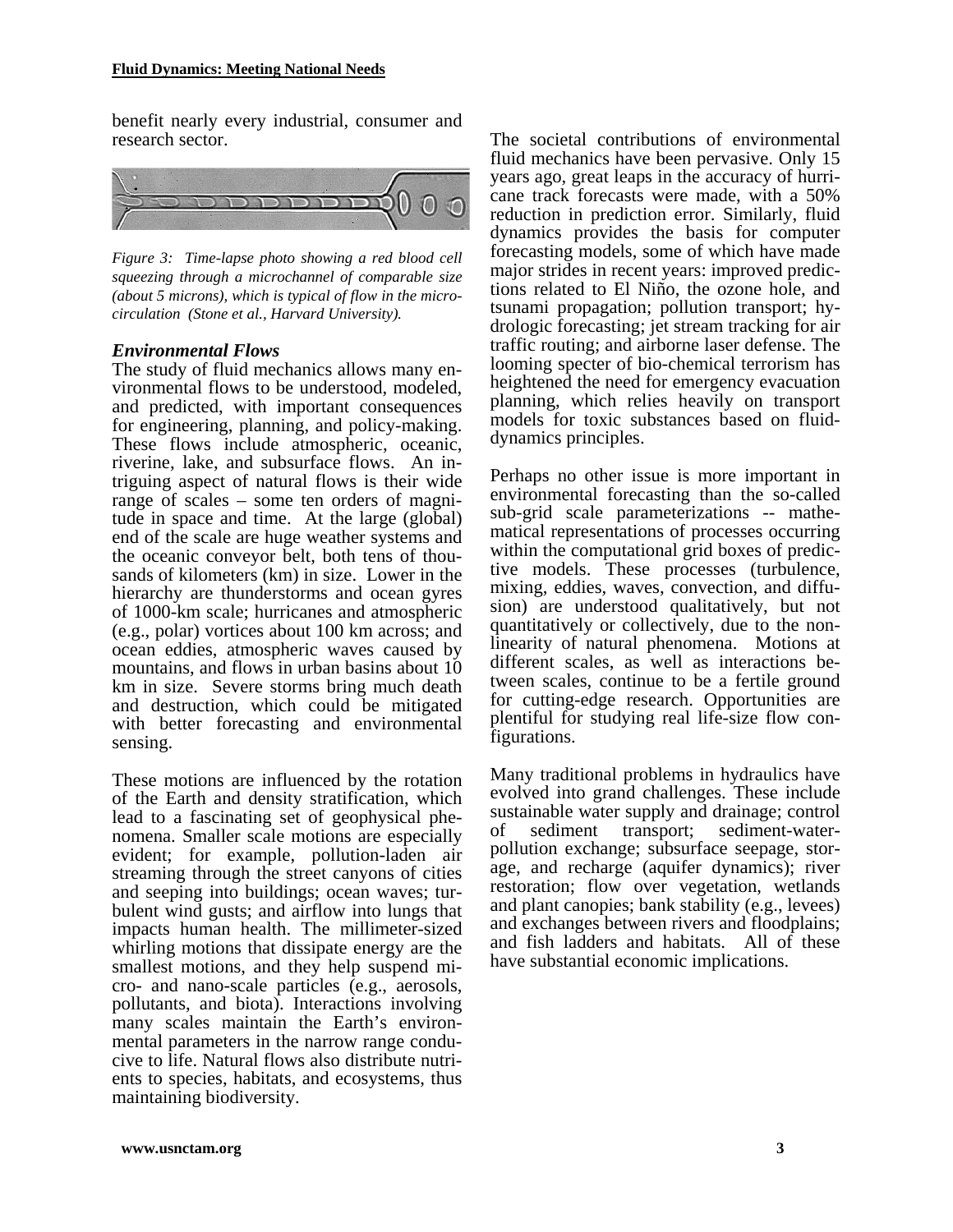benefit nearly every industrial, consumer and research sector.

*Figure 3: Time-lapse photo showing a red blood cell squeezing through a microchannel of comparable size (about 5 microns), which is typical of flow in the microcirculation (Stone et al., Harvard University).*

### *Environmental Flows*

The study of fluid mechanics allows many environmental flows to be understood, modeled, and predicted, with important consequences for engineering, planning, and policy-making. These flows include atmospheric, oceanic, riverine, lake, and subsurface flows. An intriguing aspect of natural flows is their wide range of scales – some ten orders of magnitude in space and time. At the large (global) end of the scale are huge weather systems and the oceanic conveyor belt, both tens of thousands of kilometers (km) in size. Lower in the hierarchy are thunderstorms and ocean gyres of 1000-km scale; hurricanes and atmospheric (e.g., polar) vortices about 100 km across; and ocean eddies, atmospheric waves caused by mountains, and flows in urban basins about 10 km in size. Severe storms bring much death and destruction, which could be mitigated with better forecasting and environmental sensing.

These motions are influenced by the rotation of the Earth and density stratification, which lead to a fascinating set of geophysical phenomena. Smaller scale motions are especially evident; for example, pollution-laden air streaming through the street canyons of cities and seeping into buildings; ocean waves; turbulent wind gusts; and airflow into lungs that impacts human health. The millimeter-sized whirling motions that dissipate energy are the smallest motions, and they help suspend micro- and nano-scale particles (e.g., aerosols, pollutants, and biota). Interactions involving many scales maintain the Earth's environmental parameters in the narrow range conducive to life. Natural flows also distribute nutrients to species, habitats, and ecosystems, thus maintaining biodiversity.

The societal contributions of environmental fluid mechanics have been pervasive. Only 15 years ago, great leaps in the accuracy of hurricane track forecasts were made, with a 50% reduction in prediction error. Similarly, fluid dynamics provides the basis for computer forecasting models, some of which have made major strides in recent years: improved predictions related to El Niño, the ozone hole, and tsunami propagation; pollution transport; hydrologic forecasting; jet stream tracking for air traffic routing; and airborne laser defense. The looming specter of bio-chemical terrorism has heightened the need for emergency evacuation planning, which relies heavily on transport models for toxic substances based on fluid-dynamics principles.

Perhaps no other issue is more important in environmental forecasting than the so-called sub-grid scale parameterizations -- mathematical representations of processes occurring within the computational grid boxes of predictive models. These processes (turbulence, mixing, eddies, waves, convection, and diffusion) are understood qualitatively, but not quantitatively or collectively, due to the nonlinearity of natural phenomena. Motions at different scales, as well as interactions between scales, continue to be a fertile ground for cutting-edge research. Opportunities are plentiful for studying real life-size flow configurations.

Many traditional problems in hydraulics have evolved into grand challenges. These include sustainable water supply and drainage; control of sediment transport; sediment-water-pollution exchange; subsurface seepage, storage, and recharge (aquifer dynamics); river restoration; flow over vegetation, wetlands and plant canopies; bank stability (e.g., levees) and exchanges between rivers and floodplains; and fish ladders and habitats. All of these have substantial economic implications.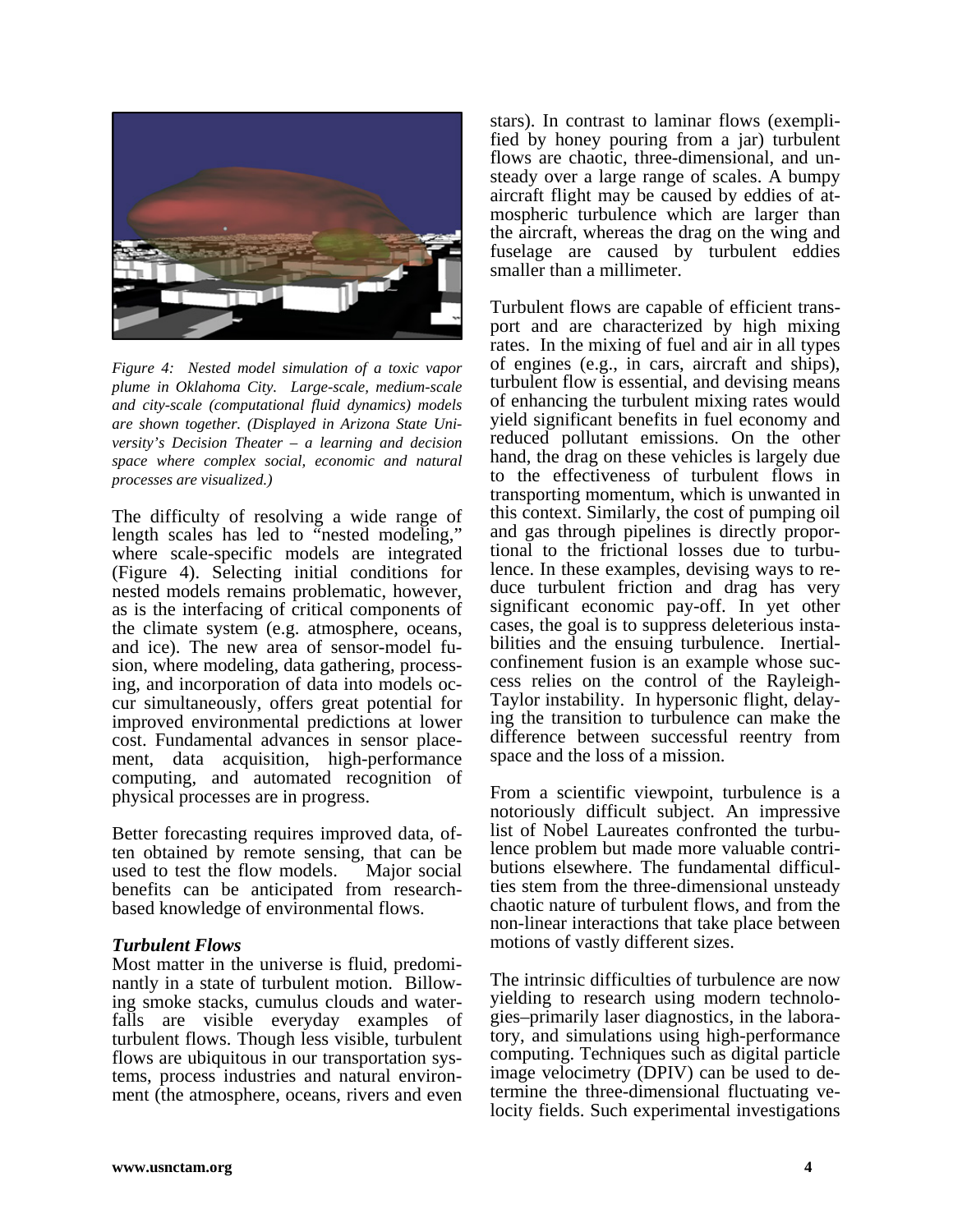*Figure 4: Nested model simulation of a toxic vapor plume in Oklahoma City. Large-scale, medium-scale and city-scale (computational fluid dynamics) models are shown together. (Displayed in Arizona State University's Decision Theater – a learning and decision space where complex social, economic and natural processes are visualized.)*

The difficulty of resolving a wide range of length scales has led to "nested modeling," where scale-specific models are integrated (Figure 4). Selecting initial conditions for nested models remains problematic, however, as is the interfacing of critical components of the climate system (e.g. atmosphere, oceans, and ice). The new area of sensor-model fusion, where modeling, data gathering, processing, and incorporation of data into models occur simultaneously, offers great potential for improved environmental predictions at lower cost. Fundamental advances in sensor placement, data acquisition, high-performance computing, and automated recognition of physical processes are in progress.

Better forecasting requires improved data, often obtained by remote sensing, that can be used to test the flow models. Major social benefits can be anticipated from research-based knowledge of environmental flows.

### *Turbulent Flows*

Most matter in the universe is fluid, predominantly in a state of turbulent motion. Billowing smoke stacks, cumulus clouds and waterfalls are visible everyday examples of turbulent flows. Though less visible, turbulent flows are ubiquitous in our transportation systems, process industries and natural environment (the atmosphere, oceans, rivers and even stars). In contrast to laminar flows (exemplified by honey pouring from a jar) turbulent flows are chaotic, three-dimensional, and unsteady over a large range of scales. A bumpy aircraft flight may be caused by eddies of atmospheric turbulence which are larger than the aircraft, whereas the drag on the wing and fuselage are caused by turbulent eddies smaller than a millimeter.

Turbulent flows are capable of efficient transport and are characterized by high mixing rates. In the mixing of fuel and air in all types of engines (e.g., in cars, aircraft and ships), turbulent flow is essential, and devising means of enhancing the turbulent mixing rates would yield significant benefits in fuel economy and reduced pollutant emissions. On the other hand, the drag on these vehicles is largely due to the effectiveness of turbulent flows in transporting momentum, which is unwanted in this context. Similarly, the cost of pumping oil and gas through pipelines is directly proportional to the frictional losses due to turbulence. In these examples, devising ways to reduce turbulent friction and drag has very significant economic pay-off. In yet other cases, the goal is to suppress deleterious instabilities and the ensuing turbulence. Inertial-confinement fusion is an example whose success relies on the control of the Rayleigh-Taylor instability. In hypersonic flight, delaying the transition to turbulence can make the difference between successful reentry from space and the loss of a mission.

From a scientific viewpoint, turbulence is a notoriously difficult subject. An impressive list of Nobel Laureates confronted the turbulence problem but made more valuable contributions elsewhere. The fundamental difficulties stem from the three-dimensional unsteady chaotic nature of turbulent flows, and from the non-linear interactions that take place between motions of vastly different sizes.

The intrinsic difficulties of turbulence are now yielding to research using modern technologies–primarily laser diagnostics, in the laboratory, and simulations using high-performance computing. Techniques such as digital particle image velocimetry (DPIV) can be used to determine the three-dimensional fluctuating velocity fields. Such experimental investigations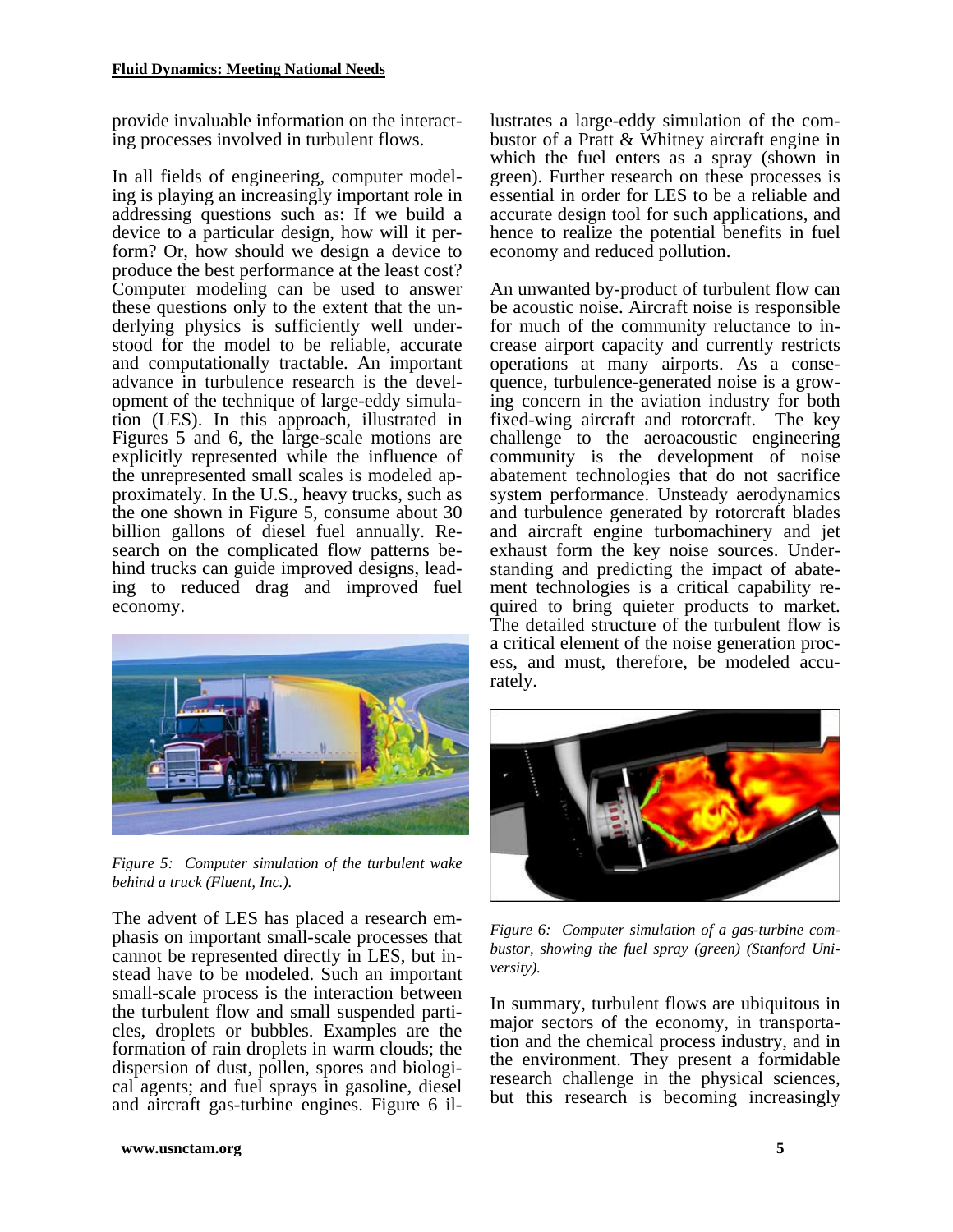provide invaluable information on the interacting processes involved in turbulent flows.

In all fields of engineering, computer modeling is playing an increasingly important role in addressing questions such as: If we build a device to a particular design, how will it perform? Or, how should we design a device to produce the best performance at the least cost? Computer modeling can be used to answer these questions only to the extent that the underlying physics is sufficiently well understood for the model to be reliable, accurate and computationally tractable. An important advance in turbulence research is the development of the technique of large-eddy simulation (LES). In this approach, illustrated in Figures 5 and 6, the large-scale motions are explicitly represented while the influence of the unrepresented small scales is modeled approximately. In the U.S., heavy trucks, such as the one shown in Figure 5, consume about 30 billion gallons of diesel fuel annually. Research on the complicated flow patterns behind trucks can guide improved designs, leading to reduced drag and improved fuel economy.

*Figure 5: Computer simulation of the turbulent wake behind a truck (Fluent, Inc.).*

The advent of LES has placed a research emphasis on important small-scale processes that cannot be represented directly in LES, but instead have to be modeled. Such an important small-scale process is the interaction between the turbulent flow and small suspended particles, droplets or bubbles. Examples are the formation of rain droplets in warm clouds; the dispersion of dust, pollen, spores and biological agents; and fuel sprays in gasoline, diesel and aircraft gas-turbine engines. Figure 6 illustrates a large-eddy simulation of the combustor of a Pratt & Whitney aircraft engine in which the fuel enters as a spray (shown in green). Further research on these processes is essential in order for LES to be a reliable and accurate design tool for such applications, and hence to realize the potential benefits in fuel economy and reduced pollution.

An unwanted by-product of turbulent flow can be acoustic noise. Aircraft noise is responsible for much of the community reluctance to increase airport capacity and currently restricts operations at many airports. As a consequence, turbulence-generated noise is a growing concern in the aviation industry for both fixed-wing aircraft and rotorcraft. The key challenge to the aeroacoustic engineering community is the development of noise abatement technologies that do not sacrifice system performance. Unsteady aerodynamics and turbulence generated by rotorcraft blades and aircraft engine turbomachinery and jet exhaust form the key noise sources. Understanding and predicting the impact of abatement technologies is a critical capability required to bring quieter products to market. The detailed structure of the turbulent flow is a critical element of the noise generation process, and must, therefore, be modeled accurately.

*Figure 6: Computer simulation of a gas-turbine combustor, showing the fuel spray (green) (Stanford University).*

In summary, turbulent flows are ubiquitous in major sectors of the economy, in transportation and the chemical process industry, and in the environment. They present a formidable research challenge in the physical sciences, but this research is becoming increasingly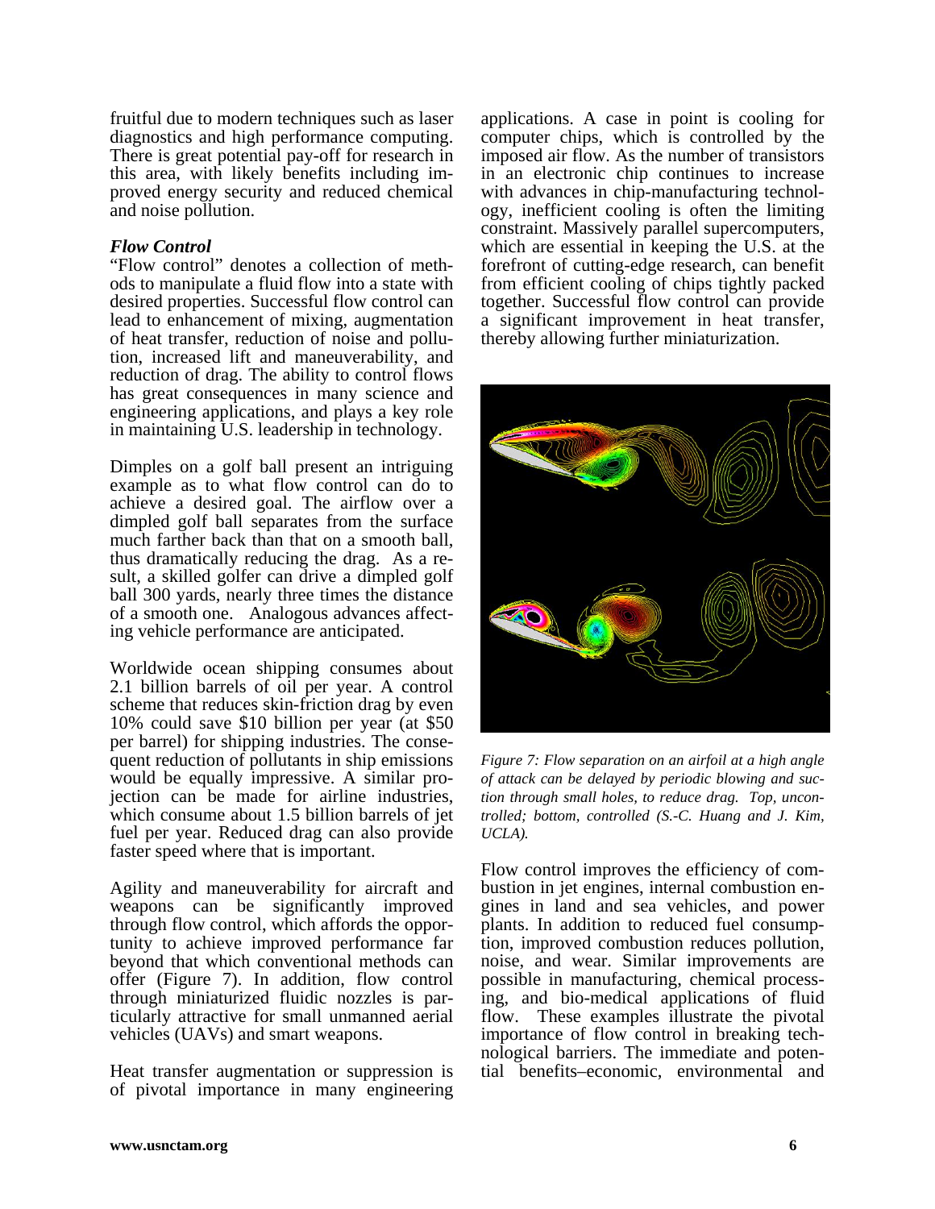fruitful due to modern techniques such as laser diagnostics and high performance computing. There is great potential pay-off for research in this area, with likely benefits including improved energy security and reduced chemical and noise pollution.

### *Flow Control*

"Flow control" denotes a collection of methods to manipulate a fluid flow into a state with desired properties. Successful flow control can lead to enhancement of mixing, augmentation of heat transfer, reduction of noise and pollution, increased lift and maneuverability, and reduction of drag. The ability to control flows has great consequences in many science and engineering applications, and plays a key role in maintaining U.S. leadership in technology.

Dimples on a golf ball present an intriguing example as to what flow control can do to achieve a desired goal. The airflow over a dimpled golf ball separates from the surface much farther back than that on a smooth ball, thus dramatically reducing the drag. As a result, a skilled golfer can drive a dimpled golf ball 300 yards, nearly three times the distance of a smooth one. Analogous advances affecting vehicle performance are anticipated.

Worldwide ocean shipping consumes about 2.1 billion barrels of oil per year. A control scheme that reduces skin-friction drag by even 10% could save $10 billion per year (at $50 per barrel) for shipping industries. The consequent reduction of pollutants in ship emissions would be equally impressive. A similar projection can be made for airline industries, which consume about 1.5 billion barrels of jet fuel per year. Reduced drag can also provide faster speed where that is important.

Agility and maneuverability for aircraft and weapons can be significantly improved through flow control, which affords the opportunity to achieve improved performance far beyond that which conventional methods can offer (Figure 7). In addition, flow control through miniaturized fluidic nozzles is particularly attractive for small unmanned aerial vehicles (UAVs) and smart weapons.

Heat transfer augmentation or suppression is of pivotal importance in many engineering applications. A case in point is cooling for computer chips, which is controlled by the imposed air flow. As the number of transistors in an electronic chip continues to increase with advances in chip-manufacturing technology, inefficient cooling is often the limiting constraint. Massively parallel supercomputers, which are essential in keeping the U.S. at the forefront of cutting-edge research, can benefit from efficient cooling of chips tightly packed together. Successful flow control can provide a significant improvement in heat transfer, thereby allowing further miniaturization.

*Figure 7: Flow separation on an airfoil at a high angle of attack can be delayed by periodic blowing and suction through small holes, to reduce drag. Top, uncontrolled; bottom, controlled (S.-C. Huang and J. Kim, UCLA).*

Flow control improves the efficiency of combustion in jet engines, internal combustion engines in land and sea vehicles, and power plants. In addition to reduced fuel consumption, improved combustion reduces pollution, noise, and wear. Similar improvements are possible in manufacturing, chemical processing, and bio-medical applications of fluid flow. These examples illustrate the pivotal importance of flow control in breaking technological barriers. The immediate and potential benefits–economic, environmental and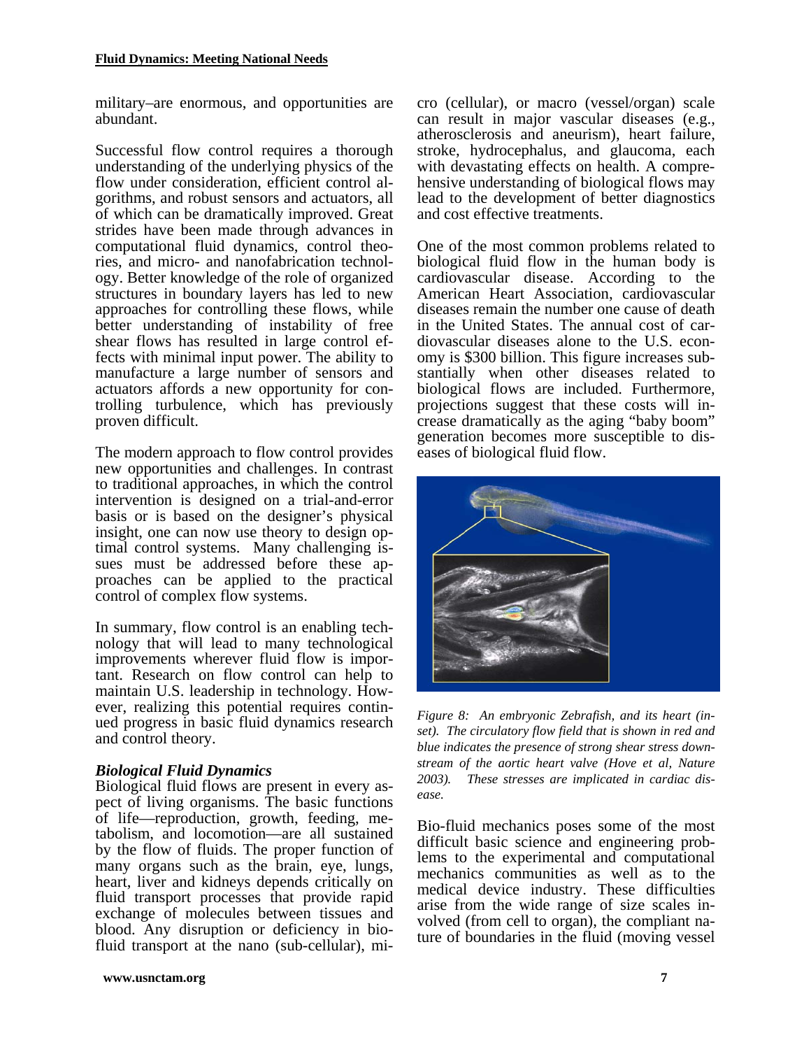military–are enormous, and opportunities are abundant.

Successful flow control requires a thorough understanding of the underlying physics of the flow under consideration, efficient control algorithms, and robust sensors and actuators, all of which can be dramatically improved. Great strides have been made through advances in computational fluid dynamics, control theories, and micro- and nanofabrication technology. Better knowledge of the role of organized structures in boundary layers has led to new approaches for controlling these flows, while better understanding of instability of free shear flows has resulted in large control effects with minimal input power. The ability to manufacture a large number of sensors and actuators affords a new opportunity for controlling turbulence, which has previously proven difficult.

The modern approach to flow control provides new opportunities and challenges. In contrast to traditional approaches, in which the control intervention is designed on a trial-and-error basis or is based on the designer's physical insight, one can now use theory to design optimal control systems. Many challenging issues must be addressed before these approaches can be applied to the practical control of complex flow systems.

In summary, flow control is an enabling technology that will lead to many technological improvements wherever fluid flow is important. Research on flow control can help to maintain U.S. leadership in technology. However, realizing this potential requires continued progress in basic fluid dynamics research and control theory.

### *Biological Fluid Dynamics*

Biological fluid flows are present in every aspect of living organisms. The basic functions of life—reproduction, growth, feeding, metabolism, and locomotion—are all sustained by the flow of fluids. The proper function of many organs such as the brain, eye, lungs, heart, liver and kidneys depends critically on fluid transport processes that provide rapid exchange of molecules between tissues and blood. Any disruption or deficiency in biofluid transport at the nano (sub-cellular), micro (cellular), or macro (vessel/organ) scale can result in major vascular diseases (e.g., atherosclerosis and aneurism), heart failure, stroke, hydrocephalus, and glaucoma, each with devastating effects on health. A comprehensive understanding of biological flows may lead to the development of better diagnostics and cost effective treatments.

One of the most common problems related to biological fluid flow in the human body is cardiovascular disease. According to the American Heart Association, cardiovascular diseases remain the number one cause of death in the United States. The annual cost of cardiovascular diseases alone to the U.S. economy is $300 billion. This figure increases substantially when other diseases related to biological flows are included. Furthermore, projections suggest that these costs will increase dramatically as the aging "baby boom" generation becomes more susceptible to diseases of biological fluid flow.

*Figure 8: An embryonic Zebrafish, and its heart (inset). The circulatory flow field that is shown in red and blue indicates the presence of strong shear stress downstream of the aortic heart valve (Hove et al, Nature 2003). These stresses are implicated in cardiac disease.*

Bio-fluid mechanics poses some of the most difficult basic science and engineering problems to the experimental and computational mechanics communities as well as to the medical device industry. These difficulties arise from the wide range of size scales involved (from cell to organ), the compliant nature of boundaries in the fluid (moving vessel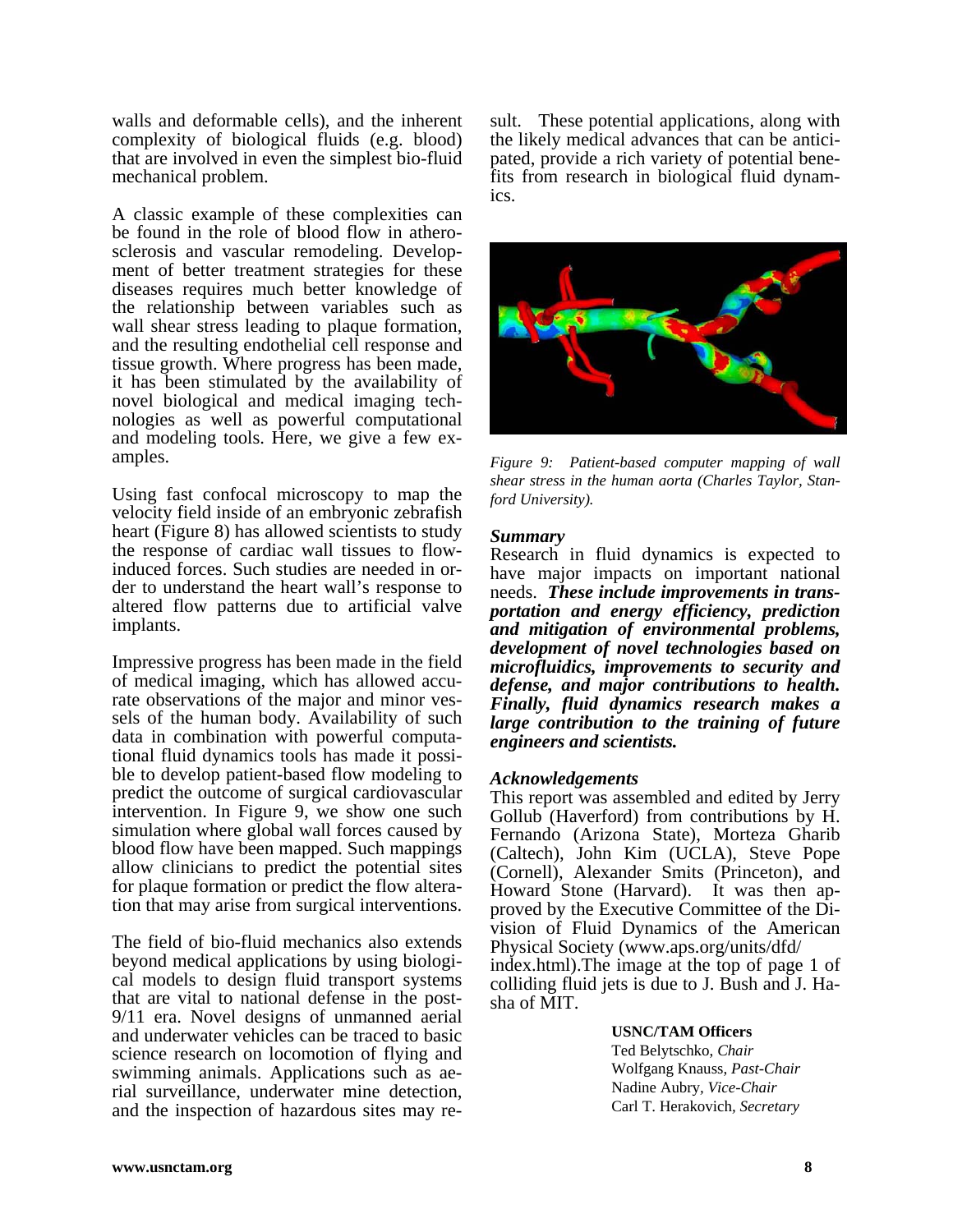walls and deformable cells), and the inherent complexity of biological fluids (e.g. blood) that are involved in even the simplest bio-fluid mechanical problem.

A classic example of these complexities can be found in the role of blood flow in atherosclerosis and vascular remodeling. Development of better treatment strategies for these diseases requires much better knowledge of the relationship between variables such as wall shear stress leading to plaque formation, and the resulting endothelial cell response and tissue growth. Where progress has been made, it has been stimulated by the availability of novel biological and medical imaging technologies as well as powerful computational and modeling tools. Here, we give a few examples.

Using fast confocal microscopy to map the velocity field inside of an embryonic zebrafish heart (Figure 8) has allowed scientists to study the response of cardiac wall tissues to flow-induced forces. Such studies are needed in order to understand the heart wall's response to altered flow patterns due to artificial valve implants.

Impressive progress has been made in the field of medical imaging, which has allowed accurate observations of the major and minor vessels of the human body. Availability of such data in combination with powerful computational fluid dynamics tools has made it possible to develop patient-based flow modeling to predict the outcome of surgical cardiovascular intervention. In Figure 9, we show one such simulation where global wall forces caused by blood flow have been mapped. Such mappings allow clinicians to predict the potential sites for plaque formation or predict the flow alteration that may arise from surgical interventions.

The field of bio-fluid mechanics also extends beyond medical applications by using biological models to design fluid transport systems that are vital to national defense in the post-9/11 era. Novel designs of unmanned aerial and underwater vehicles can be traced to basic science research on locomotion of flying and swimming animals. Applications such as aerial surveillance, underwater mine detection, and the inspection of hazardous sites may result. These potential applications, along with the likely medical advances that can be anticipated, provide a rich variety of potential benefits from research in biological fluid dynamics.

*Figure 9: Patient-based computer mapping of wall shear stress in the human aorta (Charles Taylor, Stanford University).*

### *Summary*

Research in fluid dynamics is expected to have major impacts on important national needs. ***These include improvements in transportation and energy efficiency, prediction and mitigation of environmental problems, development of novel technologies based on microfluidics, improvements to security and defense, and major contributions to health. Finally, fluid dynamics research makes a large contribution to the training of future engineers and scientists.***

### *Acknowledgements*

This report was assembled and edited by Jerry Gollub (Haverford) from contributions by H. Fernando (Arizona State), Morteza Gharib (Caltech), John Kim (UCLA), Steve Pope (Cornell), Alexander Smits (Princeton), and Howard Stone (Harvard). It was then approved by the Executive Committee of the Division of Fluid Dynamics of the American Physical Society (www.aps.org/units/dfd/index.html).The image at the top of page 1 of colliding fluid jets is due to J. Bush and J. Hasha of MIT.

**USNC/TAM Officers**

Ted Belytschko, *Chair*
Wolfgang Knauss, *Past-Chair*
Nadine Aubry, *Vice-Chair*
Carl T. Herakovich, *Secretary*

**www.usnctam.org**